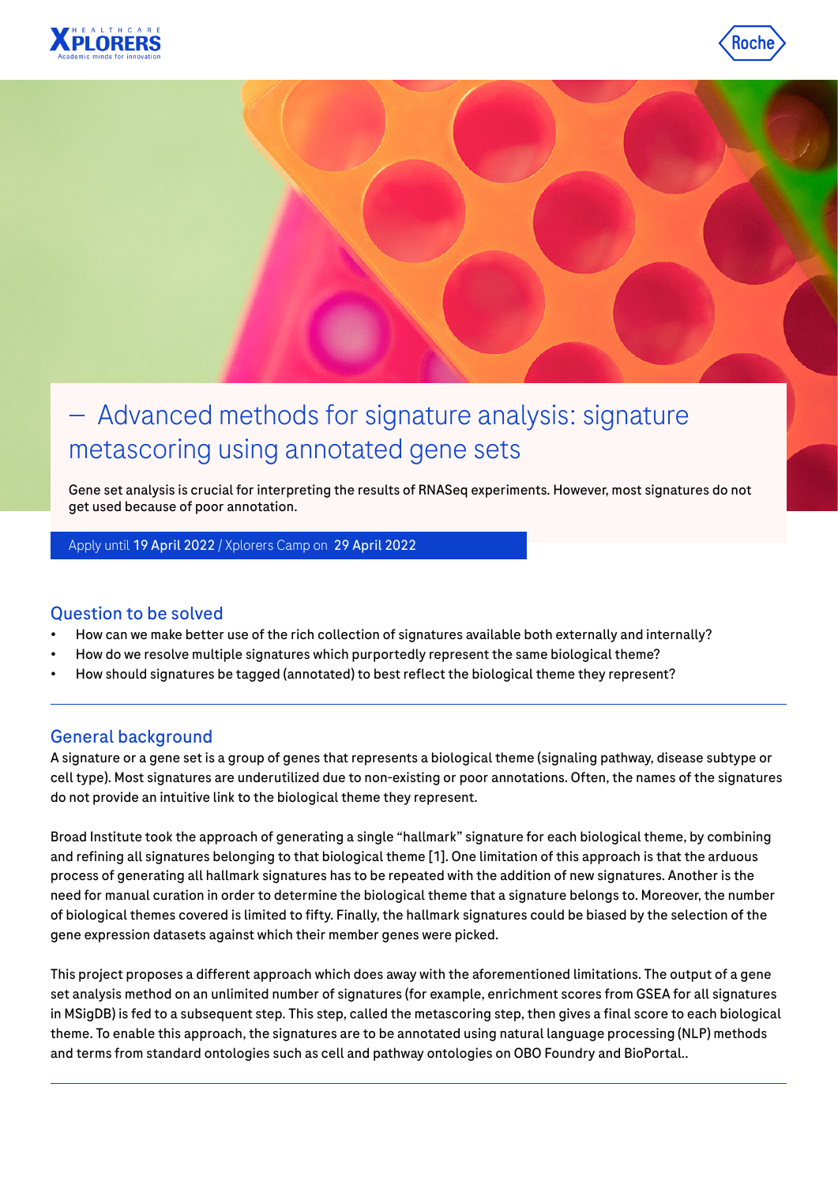# — Advanced methods for signature analysis: signature metascoring using annotated gene sets

Gene set analysis is crucial for interpreting the results of RNASeq experiments. However, most signatures do not get used because of poor annotation.

Apply until **19 April 2022** / Xplorers Camp on **29 April 2022**

## Question to be solved

- How can we make better use of the rich collection of signatures available both externally and internally?
- How do we resolve multiple signatures which purportedly represent the same biological theme?
- How should signatures be tagged (annotated) to best reflect the biological theme they represent?

---

## General background

A signature or a gene set is a group of genes that represents a biological theme (signaling pathway, disease subtype or cell type). Most signatures are underutilized due to non-existing or poor annotations. Often, the names of the signatures do not provide an intuitive link to the biological theme they represent.

Broad Institute took the approach of generating a single "hallmark" signature for each biological theme, by combining and refining all signatures belonging to that biological theme [1]. One limitation of this approach is that the arduous process of generating all hallmark signatures has to be repeated with the addition of new signatures. Another is the need for manual curation in order to determine the biological theme that a signature belongs to. Moreover, the number of biological themes covered is limited to fifty. Finally, the hallmark signatures could be biased by the selection of the gene expression datasets against which their member genes were picked.

This project proposes a different approach which does away with the aforementioned limitations. The output of a gene set analysis method on an unlimited number of signatures (for example, enrichment scores from GSEA for all signatures in MSigDB) is fed to a subsequent step. This step, called the metascoring step, then gives a final score to each biological theme. To enable this approach, the signatures are to be annotated using natural language processing (NLP) methods and terms from standard ontologies such as cell and pathway ontologies on OBO Foundry and BioPortal..

---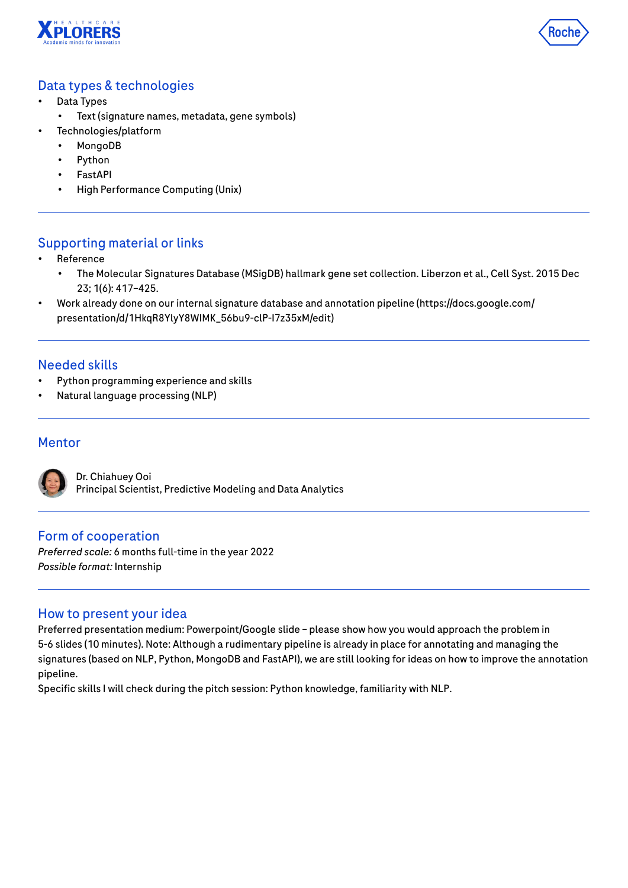## Data types & technologies

- Data Types
  - Text (signature names, metadata, gene symbols)
- Technologies/platform
  - MongoDB
  - Python
  - FastAPI
  - High Performance Computing (Unix)

## Supporting material or links

- Reference
  - The Molecular Signatures Database (MSigDB) hallmark gene set collection. Liberzon et al., Cell Syst. 2015 Dec 23; 1(6): 417–425.
- Work already done on our internal signature database and annotation pipeline (https://docs.google.com/presentation/d/1HkqR8YlyY8WIMK_56bu9-clP-I7z35xM/edit)

## Needed skills

- Python programming experience and skills
- Natural language processing (NLP)

## Mentor

Dr. Chiahuey Ooi
Principal Scientist, Predictive Modeling and Data Analytics

## Form of cooperation

*Preferred scale:* 6 months full-time in the year 2022
*Possible format:* Internship

## How to present your idea

Preferred presentation medium: Powerpoint/Google slide – please show how you would approach the problem in 5-6 slides (10 minutes). Note: Although a rudimentary pipeline is already in place for annotating and managing the signatures (based on NLP, Python, MongoDB and FastAPI), we are still looking for ideas on how to improve the annotation pipeline.
Specific skills I will check during the pitch session: Python knowledge, familiarity with NLP.